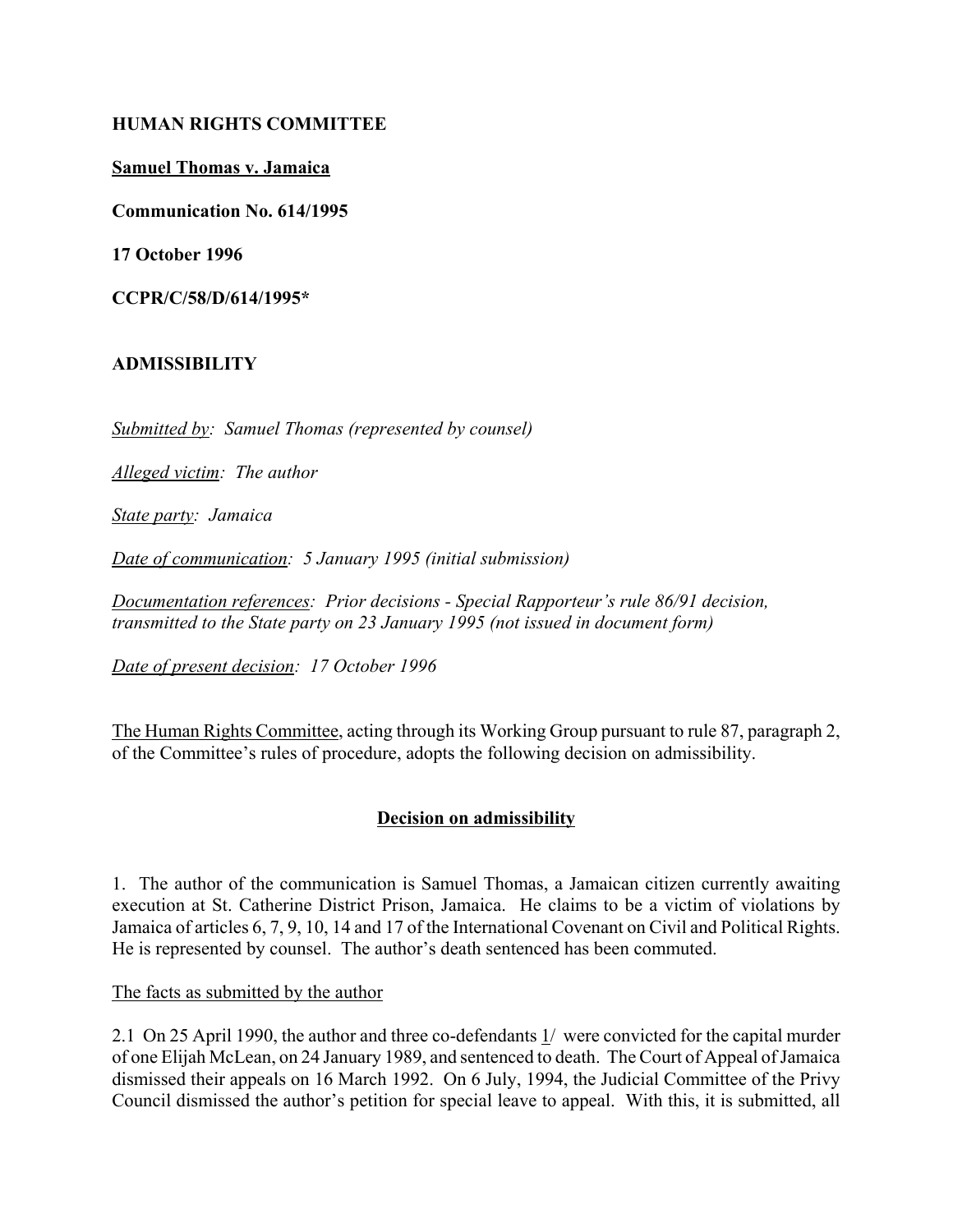**HUMAN RIGHTS COMMITTEE**

**Samuel Thomas v. Jamaica**

**Communication No. 614/1995**

**17 October 1996**

**CCPR/C/58/D/614/1995***

**ADMISSIBILITY**

*Submitted by: Samuel Thomas (represented by counsel)*

*Alleged victim: The author*

*State party: Jamaica*

*Date of communication: 5 January 1995 (initial submission)*

*Documentation references: Prior decisions - Special Rapporteur's rule 86/91 decision, transmitted to the State party on 23 January 1995 (not issued in document form)*

*Date of present decision: 17 October 1996*

The Human Rights Committee, acting through its Working Group pursuant to rule 87, paragraph 2, of the Committee's rules of procedure, adopts the following decision on admissibility.

## Decision on admissibility

1. The author of the communication is Samuel Thomas, a Jamaican citizen currently awaiting execution at St. Catherine District Prison, Jamaica. He claims to be a victim of violations by Jamaica of articles 6, 7, 9, 10, 14 and 17 of the International Covenant on Civil and Political Rights. He is represented by counsel. The author's death sentenced has been commuted.

The facts as submitted by the author

2.1 On 25 April 1990, the author and three co-defendants 1/ were convicted for the capital murder of one Elijah McLean, on 24 January 1989, and sentenced to death. The Court of Appeal of Jamaica dismissed their appeals on 16 March 1992. On 6 July, 1994, the Judicial Committee of the Privy Council dismissed the author's petition for special leave to appeal. With this, it is submitted, all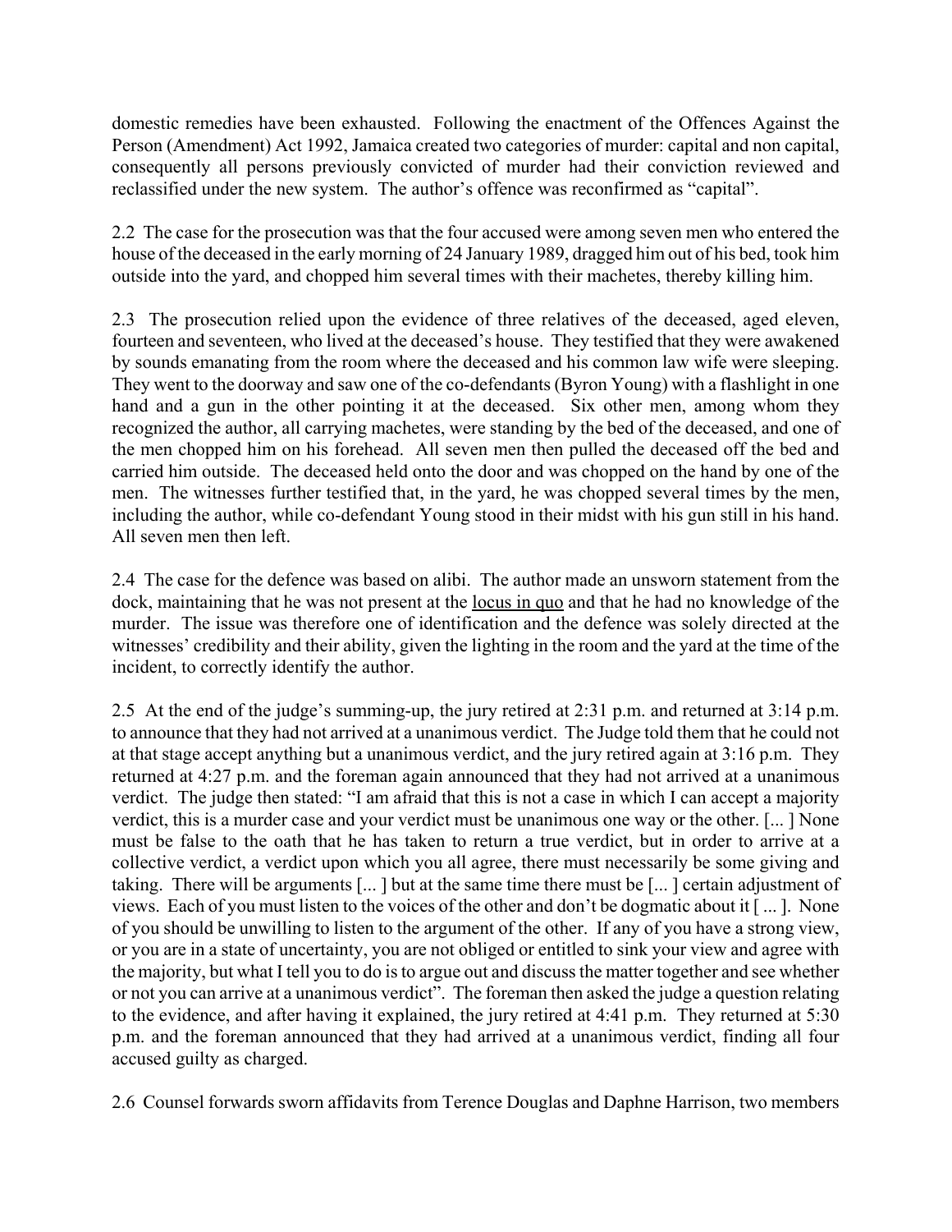domestic remedies have been exhausted. Following the enactment of the Offences Against the Person (Amendment) Act 1992, Jamaica created two categories of murder: capital and non capital, consequently all persons previously convicted of murder had their conviction reviewed and reclassified under the new system. The author's offence was reconfirmed as "capital".

2.2 The case for the prosecution was that the four accused were among seven men who entered the house of the deceased in the early morning of 24 January 1989, dragged him out of his bed, took him outside into the yard, and chopped him several times with their machetes, thereby killing him.

2.3 The prosecution relied upon the evidence of three relatives of the deceased, aged eleven, fourteen and seventeen, who lived at the deceased's house. They testified that they were awakened by sounds emanating from the room where the deceased and his common law wife were sleeping. They went to the doorway and saw one of the co-defendants (Byron Young) with a flashlight in one hand and a gun in the other pointing it at the deceased. Six other men, among whom they recognized the author, all carrying machetes, were standing by the bed of the deceased, and one of the men chopped him on his forehead. All seven men then pulled the deceased off the bed and carried him outside. The deceased held onto the door and was chopped on the hand by one of the men. The witnesses further testified that, in the yard, he was chopped several times by the men, including the author, while co-defendant Young stood in their midst with his gun still in his hand. All seven men then left.

2.4 The case for the defence was based on alibi. The author made an unsworn statement from the dock, maintaining that he was not present at the <u>locus in quo</u> and that he had no knowledge of the murder. The issue was therefore one of identification and the defence was solely directed at the witnesses' credibility and their ability, given the lighting in the room and the yard at the time of the incident, to correctly identify the author.

2.5 At the end of the judge's summing-up, the jury retired at 2:31 p.m. and returned at 3:14 p.m. to announce that they had not arrived at a unanimous verdict. The Judge told them that he could not at that stage accept anything but a unanimous verdict, and the jury retired again at 3:16 p.m. They returned at 4:27 p.m. and the foreman again announced that they had not arrived at a unanimous verdict. The judge then stated: "I am afraid that this is not a case in which I can accept a majority verdict, this is a murder case and your verdict must be unanimous one way or the other. [... ] None must be false to the oath that he has taken to return a true verdict, but in order to arrive at a collective verdict, a verdict upon which you all agree, there must necessarily be some giving and taking. There will be arguments [... ] but at the same time there must be [... ] certain adjustment of views. Each of you must listen to the voices of the other and don't be dogmatic about it [ ... ]. None of you should be unwilling to listen to the argument of the other. If any of you have a strong view, or you are in a state of uncertainty, you are not obliged or entitled to sink your view and agree with the majority, but what I tell you to do is to argue out and discuss the matter together and see whether or not you can arrive at a unanimous verdict". The foreman then asked the judge a question relating to the evidence, and after having it explained, the jury retired at 4:41 p.m. They returned at 5:30 p.m. and the foreman announced that they had arrived at a unanimous verdict, finding all four accused guilty as charged.

2.6 Counsel forwards sworn affidavits from Terence Douglas and Daphne Harrison, two members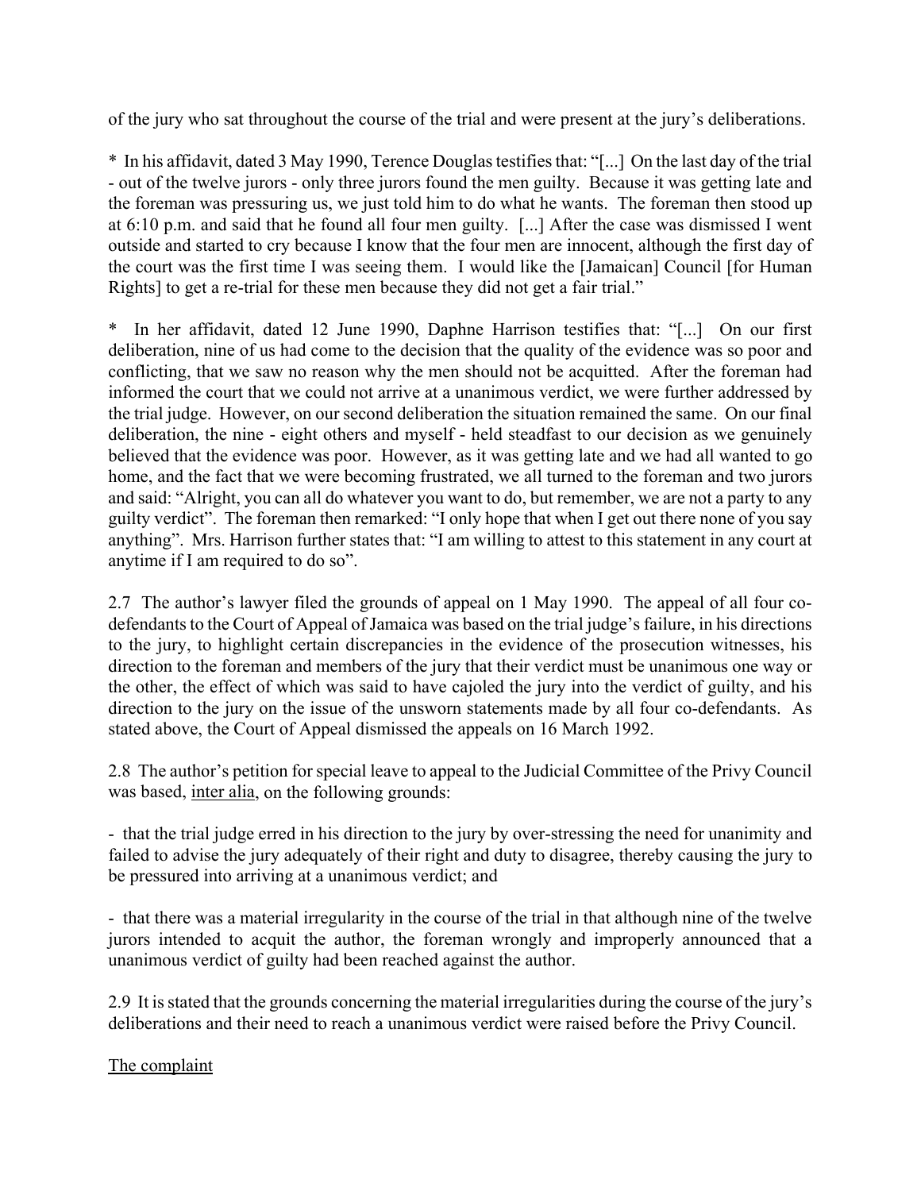of the jury who sat throughout the course of the trial and were present at the jury's deliberations.

* In his affidavit, dated 3 May 1990, Terence Douglas testifies that: "[...] On the last day of the trial - out of the twelve jurors - only three jurors found the men guilty. Because it was getting late and the foreman was pressuring us, we just told him to do what he wants. The foreman then stood up at 6:10 p.m. and said that he found all four men guilty. [...] After the case was dismissed I went outside and started to cry because I know that the four men are innocent, although the first day of the court was the first time I was seeing them. I would like the [Jamaican] Council [for Human Rights] to get a re-trial for these men because they did not get a fair trial."

* In her affidavit, dated 12 June 1990, Daphne Harrison testifies that: "[...] On our first deliberation, nine of us had come to the decision that the quality of the evidence was so poor and conflicting, that we saw no reason why the men should not be acquitted. After the foreman had informed the court that we could not arrive at a unanimous verdict, we were further addressed by the trial judge. However, on our second deliberation the situation remained the same. On our final deliberation, the nine - eight others and myself - held steadfast to our decision as we genuinely believed that the evidence was poor. However, as it was getting late and we had all wanted to go home, and the fact that we were becoming frustrated, we all turned to the foreman and two jurors and said: "Alright, you can all do whatever you want to do, but remember, we are not a party to any guilty verdict". The foreman then remarked: "I only hope that when I get out there none of you say anything". Mrs. Harrison further states that: "I am willing to attest to this statement in any court at anytime if I am required to do so".

2.7 The author's lawyer filed the grounds of appeal on 1 May 1990. The appeal of all four co-defendants to the Court of Appeal of Jamaica was based on the trial judge's failure, in his directions to the jury, to highlight certain discrepancies in the evidence of the prosecution witnesses, his direction to the foreman and members of the jury that their verdict must be unanimous one way or the other, the effect of which was said to have cajoled the jury into the verdict of guilty, and his direction to the jury on the issue of the unsworn statements made by all four co-defendants. As stated above, the Court of Appeal dismissed the appeals on 16 March 1992.

2.8 The author's petition for special leave to appeal to the Judicial Committee of the Privy Council was based, inter alia, on the following grounds:

- that the trial judge erred in his direction to the jury by over-stressing the need for unanimity and failed to advise the jury adequately of their right and duty to disagree, thereby causing the jury to be pressured into arriving at a unanimous verdict; and

- that there was a material irregularity in the course of the trial in that although nine of the twelve jurors intended to acquit the author, the foreman wrongly and improperly announced that a unanimous verdict of guilty had been reached against the author.

2.9 It is stated that the grounds concerning the material irregularities during the course of the jury's deliberations and their need to reach a unanimous verdict were raised before the Privy Council.

The complaint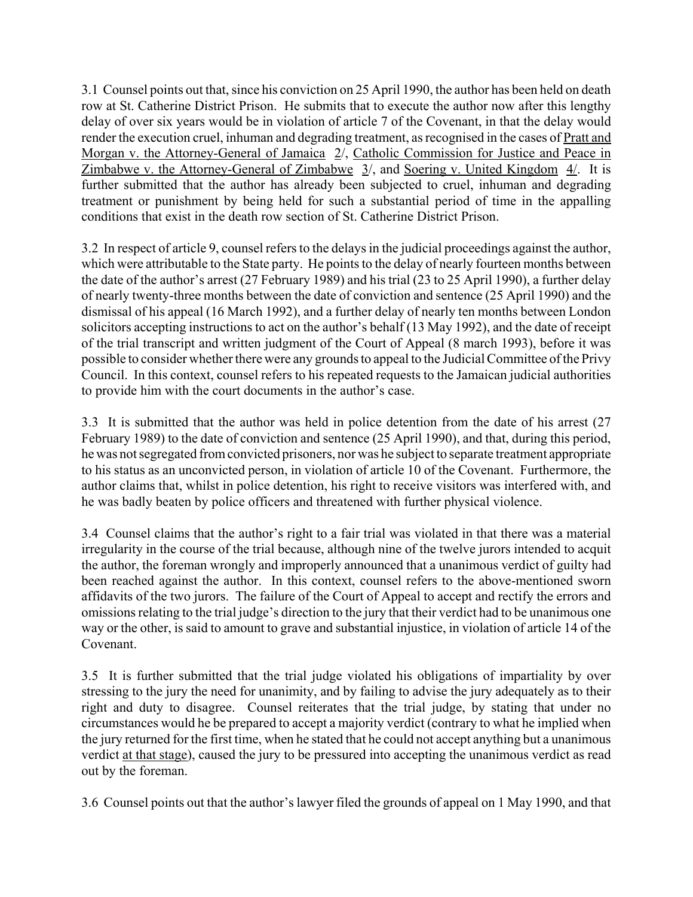3.1 Counsel points out that, since his conviction on 25 April 1990, the author has been held on death row at St. Catherine District Prison. He submits that to execute the author now after this lengthy delay of over six years would be in violation of article 7 of the Covenant, in that the delay would render the execution cruel, inhuman and degrading treatment, as recognised in the cases of Pratt and Morgan v. the Attorney-General of Jamaica 2/, Catholic Commission for Justice and Peace in Zimbabwe v. the Attorney-General of Zimbabwe 3/, and Soering v. United Kingdom 4/. It is further submitted that the author has already been subjected to cruel, inhuman and degrading treatment or punishment by being held for such a substantial period of time in the appalling conditions that exist in the death row section of St. Catherine District Prison.

3.2 In respect of article 9, counsel refers to the delays in the judicial proceedings against the author, which were attributable to the State party. He points to the delay of nearly fourteen months between the date of the author's arrest (27 February 1989) and his trial (23 to 25 April 1990), a further delay of nearly twenty-three months between the date of conviction and sentence (25 April 1990) and the dismissal of his appeal (16 March 1992), and a further delay of nearly ten months between London solicitors accepting instructions to act on the author's behalf (13 May 1992), and the date of receipt of the trial transcript and written judgment of the Court of Appeal (8 march 1993), before it was possible to consider whether there were any grounds to appeal to the Judicial Committee of the Privy Council. In this context, counsel refers to his repeated requests to the Jamaican judicial authorities to provide him with the court documents in the author's case.

3.3 It is submitted that the author was held in police detention from the date of his arrest (27 February 1989) to the date of conviction and sentence (25 April 1990), and that, during this period, he was not segregated from convicted prisoners, nor was he subject to separate treatment appropriate to his status as an unconvicted person, in violation of article 10 of the Covenant. Furthermore, the author claims that, whilst in police detention, his right to receive visitors was interfered with, and he was badly beaten by police officers and threatened with further physical violence.

3.4 Counsel claims that the author's right to a fair trial was violated in that there was a material irregularity in the course of the trial because, although nine of the twelve jurors intended to acquit the author, the foreman wrongly and improperly announced that a unanimous verdict of guilty had been reached against the author. In this context, counsel refers to the above-mentioned sworn affidavits of the two jurors. The failure of the Court of Appeal to accept and rectify the errors and omissions relating to the trial judge's direction to the jury that their verdict had to be unanimous one way or the other, is said to amount to grave and substantial injustice, in violation of article 14 of the Covenant.

3.5 It is further submitted that the trial judge violated his obligations of impartiality by over stressing to the jury the need for unanimity, and by failing to advise the jury adequately as to their right and duty to disagree. Counsel reiterates that the trial judge, by stating that under no circumstances would he be prepared to accept a majority verdict (contrary to what he implied when the jury returned for the first time, when he stated that he could not accept anything but a unanimous verdict at that stage), caused the jury to be pressured into accepting the unanimous verdict as read out by the foreman.

3.6 Counsel points out that the author's lawyer filed the grounds of appeal on 1 May 1990, and that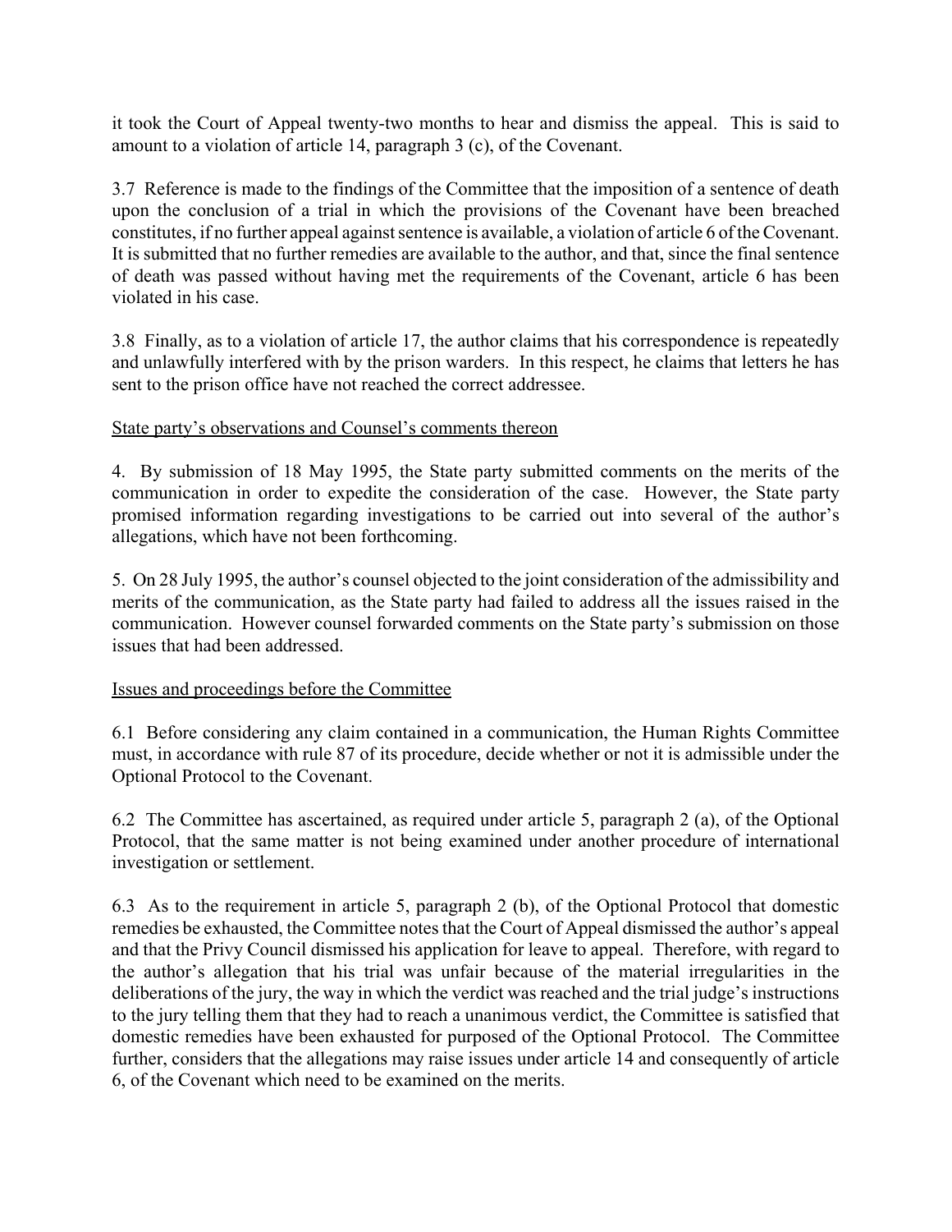it took the Court of Appeal twenty-two months to hear and dismiss the appeal. This is said to amount to a violation of article 14, paragraph 3 (c), of the Covenant.

3.7 Reference is made to the findings of the Committee that the imposition of a sentence of death upon the conclusion of a trial in which the provisions of the Covenant have been breached constitutes, if no further appeal against sentence is available, a violation of article 6 of the Covenant. It is submitted that no further remedies are available to the author, and that, since the final sentence of death was passed without having met the requirements of the Covenant, article 6 has been violated in his case.

3.8 Finally, as to a violation of article 17, the author claims that his correspondence is repeatedly and unlawfully interfered with by the prison warders. In this respect, he claims that letters he has sent to the prison office have not reached the correct addressee.

State party's observations and Counsel's comments thereon

4. By submission of 18 May 1995, the State party submitted comments on the merits of the communication in order to expedite the consideration of the case. However, the State party promised information regarding investigations to be carried out into several of the author's allegations, which have not been forthcoming.

5. On 28 July 1995, the author's counsel objected to the joint consideration of the admissibility and merits of the communication, as the State party had failed to address all the issues raised in the communication. However counsel forwarded comments on the State party's submission on those issues that had been addressed.

Issues and proceedings before the Committee

6.1 Before considering any claim contained in a communication, the Human Rights Committee must, in accordance with rule 87 of its procedure, decide whether or not it is admissible under the Optional Protocol to the Covenant.

6.2 The Committee has ascertained, as required under article 5, paragraph 2 (a), of the Optional Protocol, that the same matter is not being examined under another procedure of international investigation or settlement.

6.3 As to the requirement in article 5, paragraph 2 (b), of the Optional Protocol that domestic remedies be exhausted, the Committee notes that the Court of Appeal dismissed the author's appeal and that the Privy Council dismissed his application for leave to appeal. Therefore, with regard to the author's allegation that his trial was unfair because of the material irregularities in the deliberations of the jury, the way in which the verdict was reached and the trial judge's instructions to the jury telling them that they had to reach a unanimous verdict, the Committee is satisfied that domestic remedies have been exhausted for purposed of the Optional Protocol. The Committee further, considers that the allegations may raise issues under article 14 and consequently of article 6, of the Covenant which need to be examined on the merits.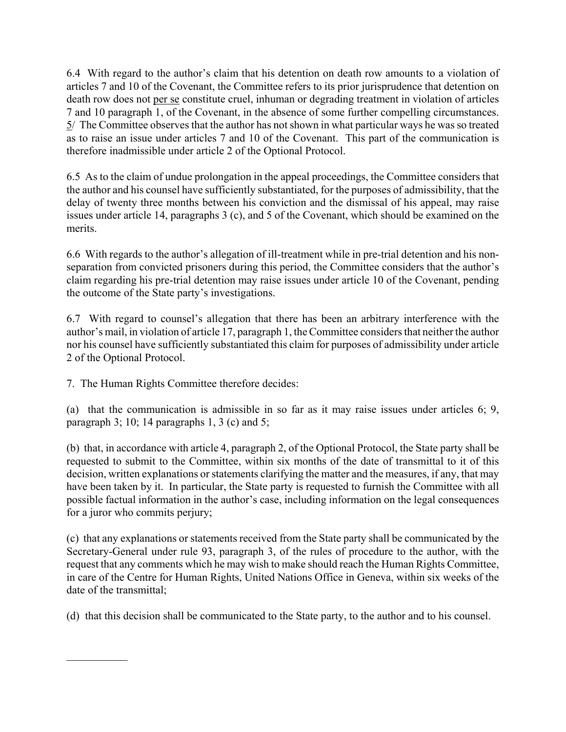6.4 With regard to the author's claim that his detention on death row amounts to a violation of articles 7 and 10 of the Covenant, the Committee refers to its prior jurisprudence that detention on death row does not per se constitute cruel, inhuman or degrading treatment in violation of articles 7 and 10 paragraph 1, of the Covenant, in the absence of some further compelling circumstances. 5/ The Committee observes that the author has not shown in what particular ways he was so treated as to raise an issue under articles 7 and 10 of the Covenant. This part of the communication is therefore inadmissible under article 2 of the Optional Protocol.

6.5 As to the claim of undue prolongation in the appeal proceedings, the Committee considers that the author and his counsel have sufficiently substantiated, for the purposes of admissibility, that the delay of twenty three months between his conviction and the dismissal of his appeal, may raise issues under article 14, paragraphs 3 (c), and 5 of the Covenant, which should be examined on the merits.

6.6 With regards to the author's allegation of ill-treatment while in pre-trial detention and his non-separation from convicted prisoners during this period, the Committee considers that the author's claim regarding his pre-trial detention may raise issues under article 10 of the Covenant, pending the outcome of the State party's investigations.

6.7 With regard to counsel's allegation that there has been an arbitrary interference with the author's mail, in violation of article 17, paragraph 1, the Committee considers that neither the author nor his counsel have sufficiently substantiated this claim for purposes of admissibility under article 2 of the Optional Protocol.

7. The Human Rights Committee therefore decides:

(a) that the communication is admissible in so far as it may raise issues under articles 6; 9, paragraph 3; 10; 14 paragraphs 1, 3 (c) and 5;

(b) that, in accordance with article 4, paragraph 2, of the Optional Protocol, the State party shall be requested to submit to the Committee, within six months of the date of transmittal to it of this decision, written explanations or statements clarifying the matter and the measures, if any, that may have been taken by it. In particular, the State party is requested to furnish the Committee with all possible factual information in the author's case, including information on the legal consequences for a juror who commits perjury;

(c) that any explanations or statements received from the State party shall be communicated by the Secretary-General under rule 93, paragraph 3, of the rules of procedure to the author, with the request that any comments which he may wish to make should reach the Human Rights Committee, in care of the Centre for Human Rights, United Nations Office in Geneva, within six weeks of the date of the transmittal;

(d) that this decision shall be communicated to the State party, to the author and to his counsel.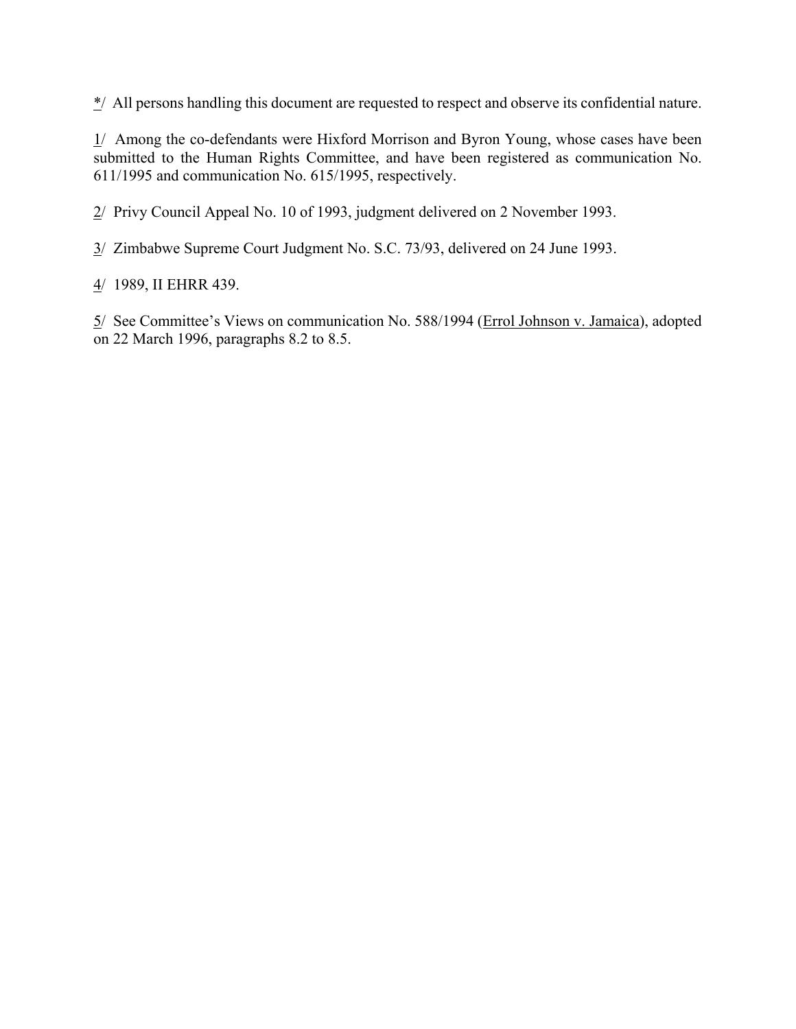*/ All persons handling this document are requested to respect and observe its confidential nature.

1/ Among the co-defendants were Hixford Morrison and Byron Young, whose cases have been submitted to the Human Rights Committee, and have been registered as communication No. 611/1995 and communication No. 615/1995, respectively.

2/ Privy Council Appeal No. 10 of 1993, judgment delivered on 2 November 1993.

3/ Zimbabwe Supreme Court Judgment No. S.C. 73/93, delivered on 24 June 1993.

4/ 1989, II EHRR 439.

5/ See Committee's Views on communication No. 588/1994 (Errol Johnson v. Jamaica), adopted on 22 March 1996, paragraphs 8.2 to 8.5.